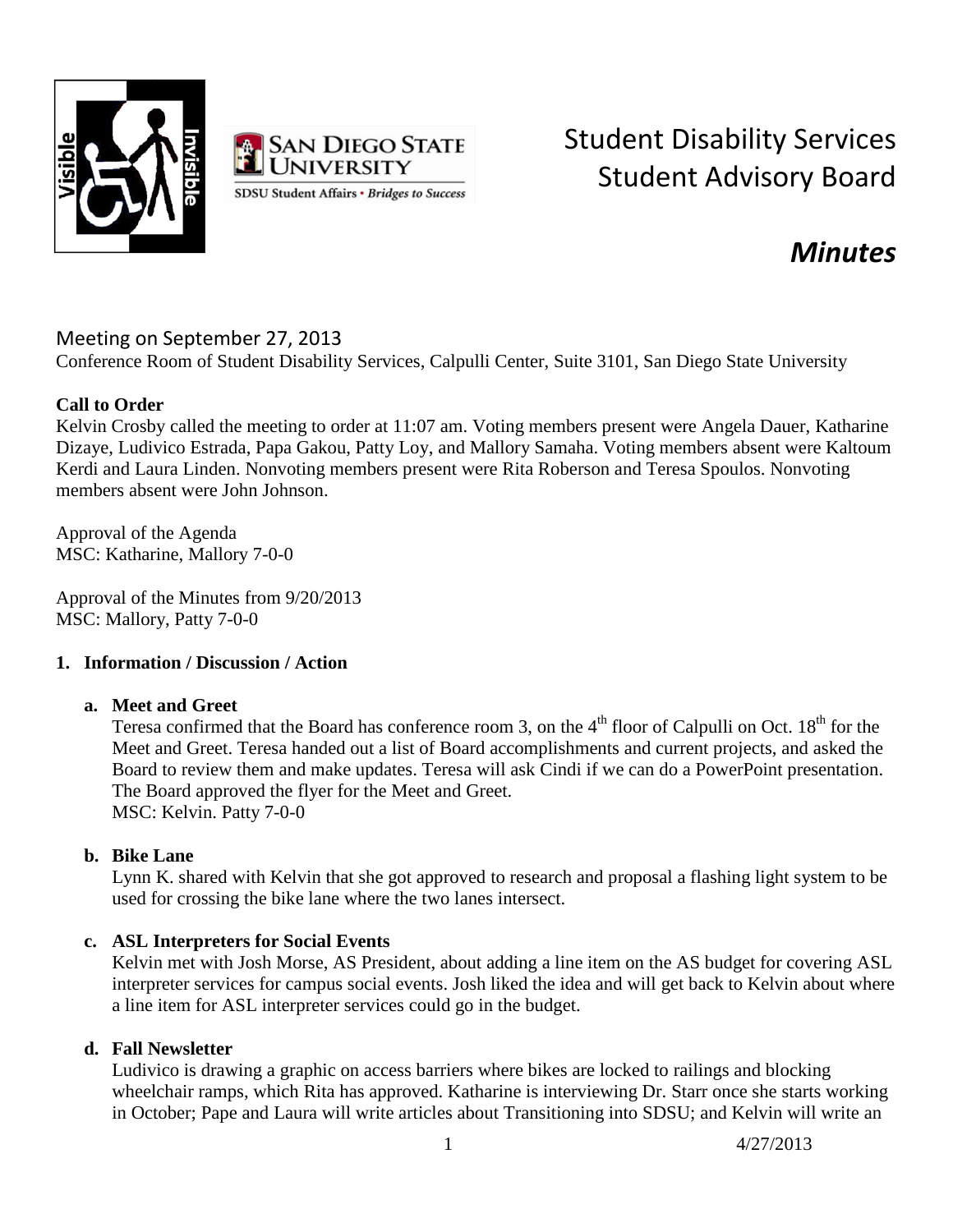# Student Disability Services Student Advisory Board

# *Minutes*

## Meeting on September 27, 2013

Conference Room of Student Disability Services, Calpulli Center, Suite 3101, San Diego State University

**Call to Order**

Kelvin Crosby called the meeting to order at 11:07 am. Voting members present were Angela Dauer, Katharine Dizaye, Ludivico Estrada, Papa Gakou, Patty Loy, and Mallory Samaha. Voting members absent were Kaltoum Kerdi and Laura Linden. Nonvoting members present were Rita Roberson and Teresa Spoulos. Nonvoting members absent were John Johnson.

Approval of the Agenda
MSC: Katharine, Mallory 7-0-0

Approval of the Minutes from 9/20/2013
MSC: Mallory, Patty 7-0-0

1. **Information / Discussion / Action**

   a. **Meet and Greet**
   Teresa confirmed that the Board has conference room 3, on the 4th floor of Calpulli on Oct. 18th for the Meet and Greet. Teresa handed out a list of Board accomplishments and current projects, and asked the Board to review them and make updates. Teresa will ask Cindi if we can do a PowerPoint presentation. The Board approved the flyer for the Meet and Greet.
   MSC: Kelvin. Patty 7-0-0

   b. **Bike Lane**
   Lynn K. shared with Kelvin that she got approved to research and proposal a flashing light system to be used for crossing the bike lane where the two lanes intersect.

   c. **ASL Interpreters for Social Events**
   Kelvin met with Josh Morse, AS President, about adding a line item on the AS budget for covering ASL interpreter services for campus social events. Josh liked the idea and will get back to Kelvin about where a line item for ASL interpreter services could go in the budget.

   d. **Fall Newsletter**
   Ludivico is drawing a graphic on access barriers where bikes are locked to railings and blocking wheelchair ramps, which Rita has approved. Katharine is interviewing Dr. Starr once she starts working in October; Pape and Laura will write articles about Transitioning into SDSU; and Kelvin will write an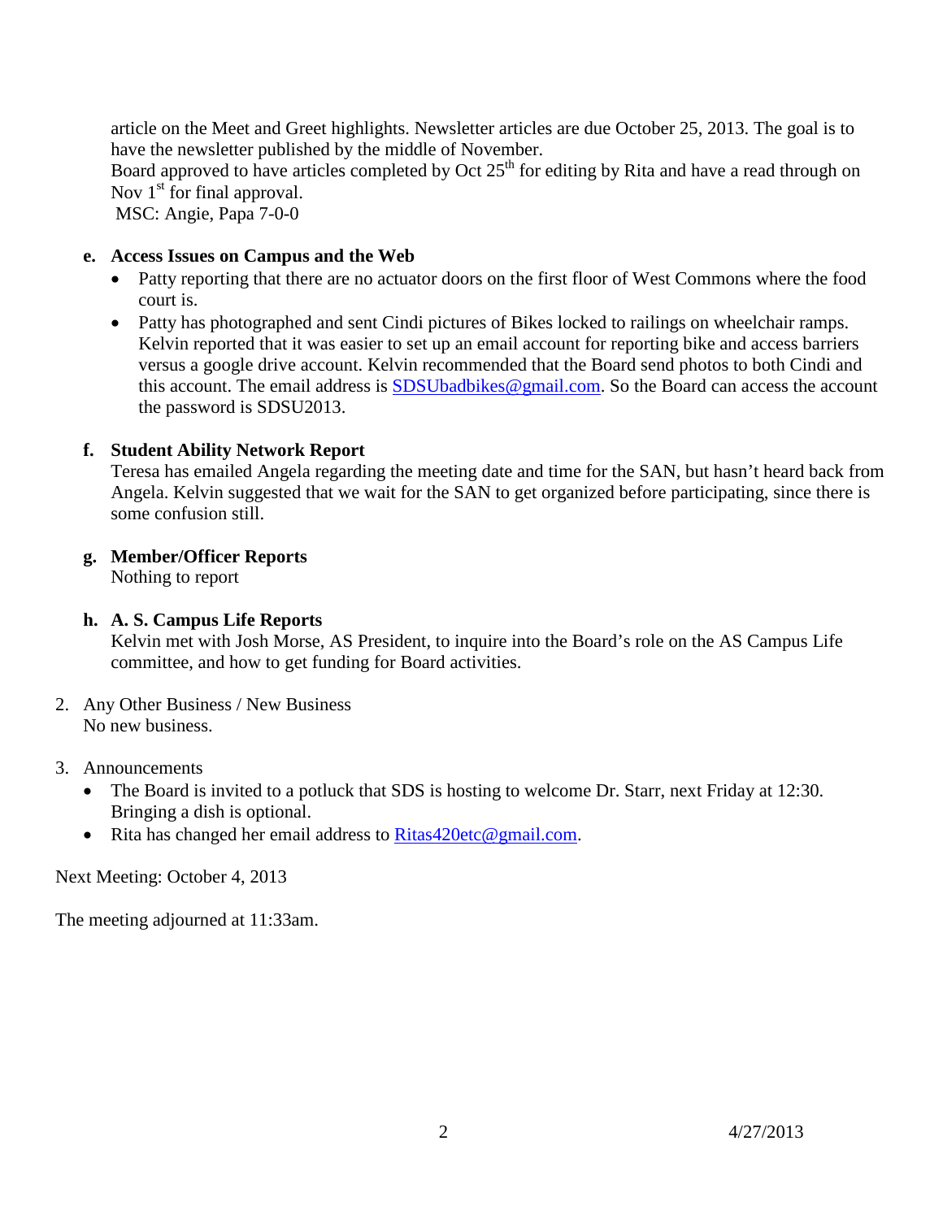article on the Meet and Greet highlights. Newsletter articles are due October 25, 2013. The goal is to have the newsletter published by the middle of November.
Board approved to have articles completed by Oct 25th for editing by Rita and have a read through on Nov 1st for final approval.
MSC: Angie, Papa 7-0-0

**e. Access Issues on Campus and the Web**

- Patty reporting that there are no actuator doors on the first floor of West Commons where the food court is.
- Patty has photographed and sent Cindi pictures of Bikes locked to railings on wheelchair ramps. Kelvin reported that it was easier to set up an email account for reporting bike and access barriers versus a google drive account. Kelvin recommended that the Board send photos to both Cindi and this account. The email address is SDSUbadbikes@gmail.com. So the Board can access the account the password is SDSU2013.

**f. Student Ability Network Report**

Teresa has emailed Angela regarding the meeting date and time for the SAN, but hasn't heard back from Angela. Kelvin suggested that we wait for the SAN to get organized before participating, since there is some confusion still.

**g. Member/Officer Reports**

Nothing to report

**h. A. S. Campus Life Reports**

Kelvin met with Josh Morse, AS President, to inquire into the Board's role on the AS Campus Life committee, and how to get funding for Board activities.

2. Any Other Business / New Business
   No new business.

3. Announcements
   - The Board is invited to a potluck that SDS is hosting to welcome Dr. Starr, next Friday at 12:30. Bringing a dish is optional.
   - Rita has changed her email address to Ritas420etc@gmail.com.

Next Meeting: October 4, 2013

The meeting adjourned at 11:33am.